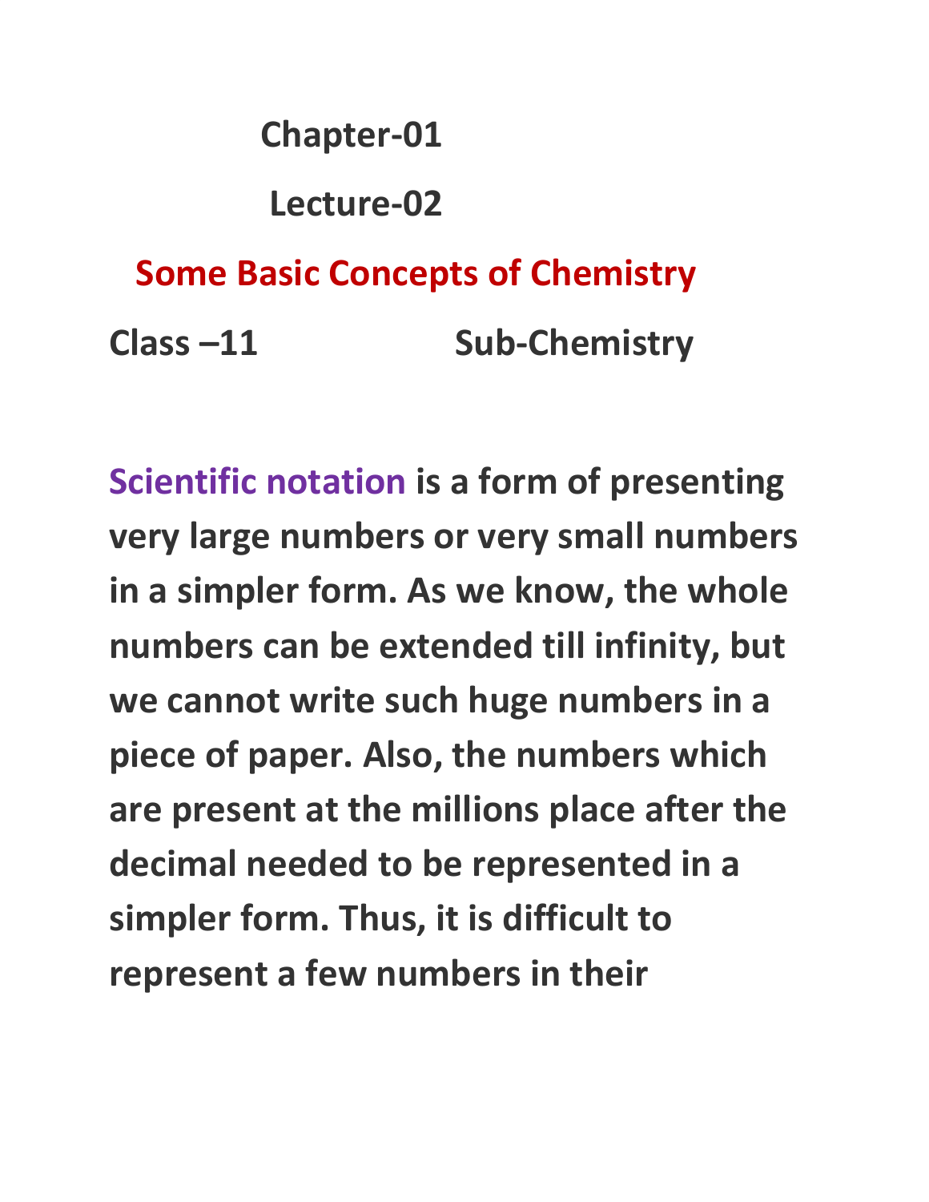# Chapter-01

## Lecture-02

## Some Basic Concepts of Chemistry

**Class –11 Sub-Chemistry**

**Scientific notation is a form of presenting very large numbers or very small numbers in a simpler form. As we know, the whole numbers can be extended till infinity, but we cannot write such huge numbers in a piece of paper. Also, the numbers which are present at the millions place after the decimal needed to be represented in a simpler form. Thus, it is difficult to represent a few numbers in their**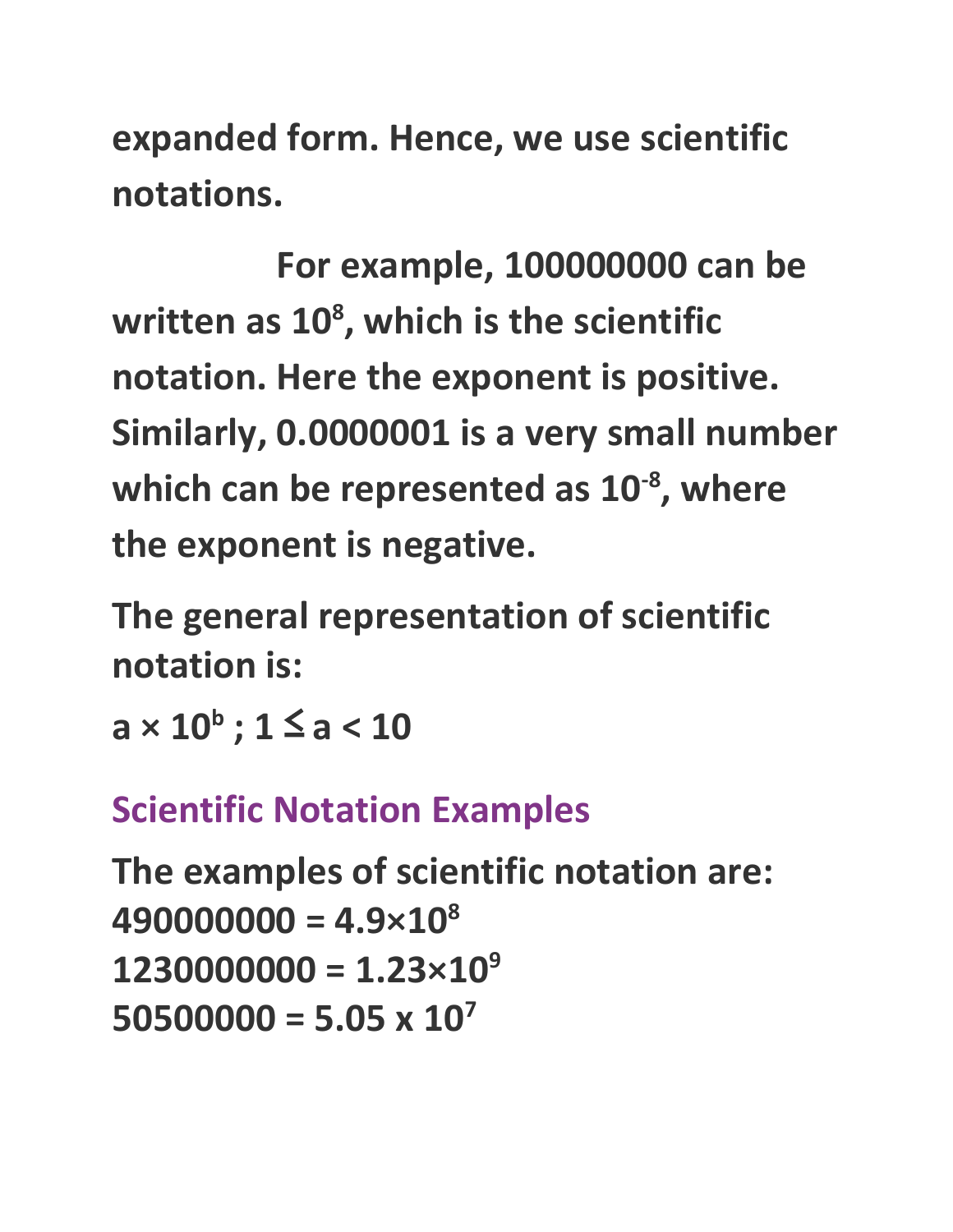**expanded form. Hence, we use scientific notations.**

**For example, 100000000 can be written as $10^8$, which is the scientific notation. Here the exponent is positive. Similarly, 0.0000001 is a very small number which can be represented as $10^{-8}$, where the exponent is negative.**

**The general representation of scientific notation is:**

**$a \times 10^b$ ; $1 \leq a < 10$**

## Scientific Notation Examples

**The examples of scientific notation are:**
**$490000000 = 4.9 \times 10^8$**
**$1230000000 = 1.23 \times 10^9$**
**$50500000 = 5.05 \times 10^7$**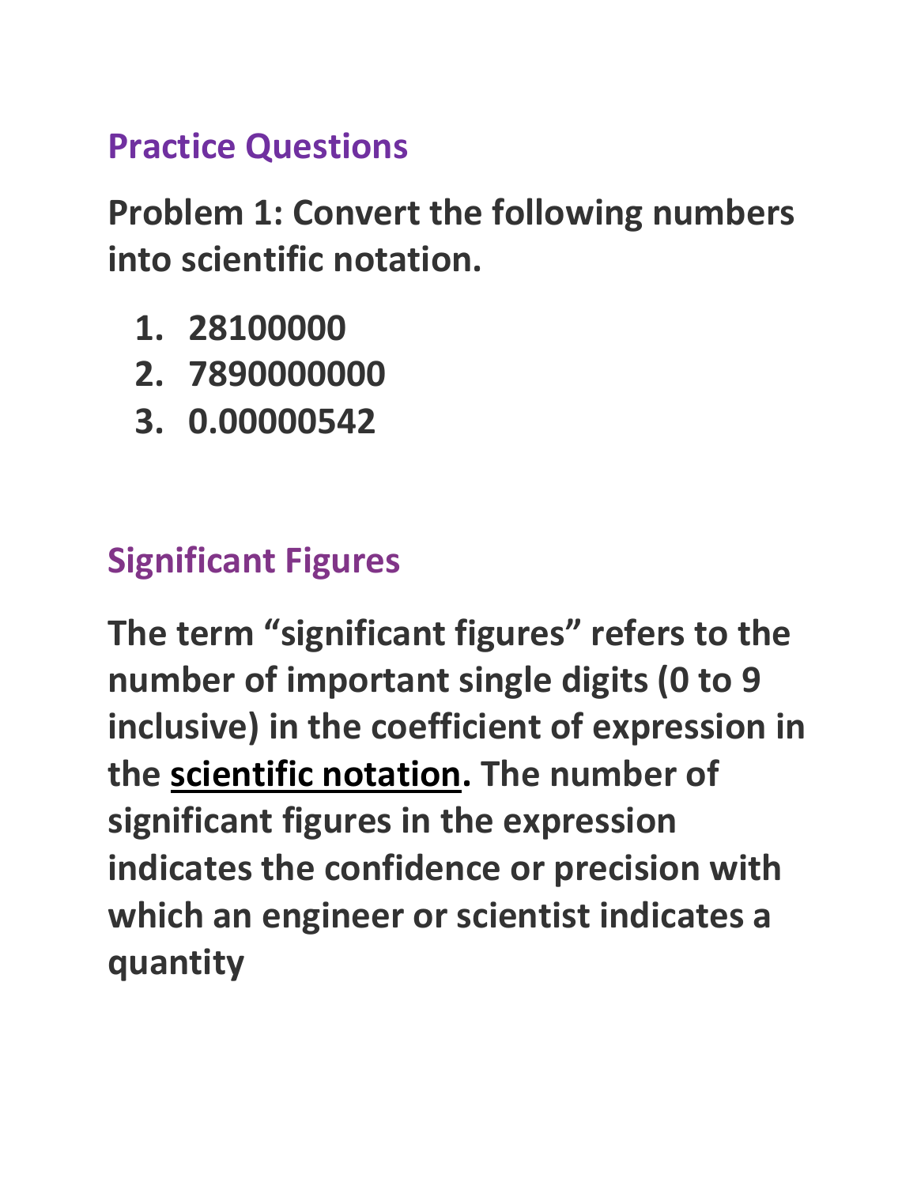## Practice Questions

**Problem 1: Convert the following numbers into scientific notation.**

1. **28100000**
2. **7890000000**
3. **0.00000542**

## Significant Figures

**The term "significant figures" refers to the number of important single digits (0 to 9 inclusive) in the coefficient of expression in the <u>scientific notation</u>. The number of significant figures in the expression indicates the confidence or precision with which an engineer or scientist indicates a quantity**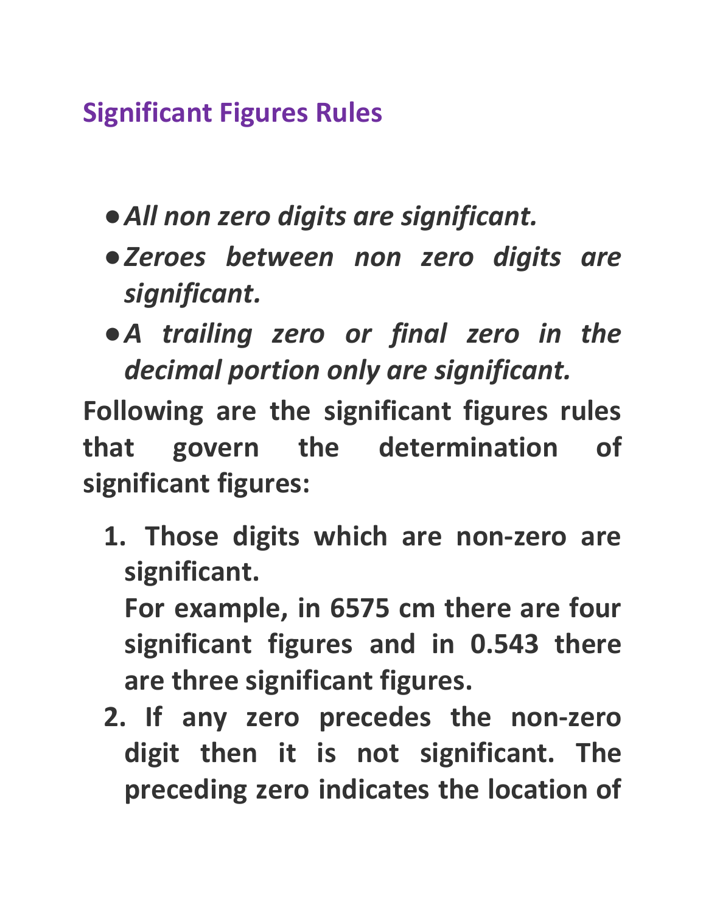## Significant Figures Rules

- ***All non zero digits are significant.***
- ***Zeroes between non zero digits are significant.***
- ***A trailing zero or final zero in the decimal portion only are significant.***

**Following are the significant figures rules that govern the determination of significant figures:**

1. **Those digits which are non-zero are significant.**
   **For example, in 6575 cm there are four significant figures and in 0.543 there are three significant figures.**
2. **If any zero precedes the non-zero digit then it is not significant. The preceding zero indicates the location of**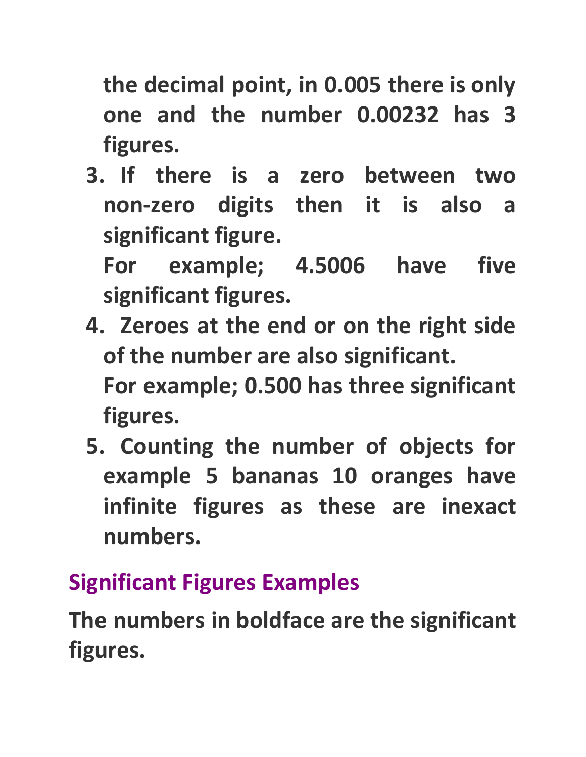the decimal point, in 0.005 there is only one and the number 0.00232 has 3 figures.

3. If there is a zero between two non-zero digits then it is also a significant figure.
   For example; 4.5006 have five significant figures.
4. Zeroes at the end or on the right side of the number are also significant.
   For example; 0.500 has three significant figures.
5. Counting the number of objects for example 5 bananas 10 oranges have infinite figures as these are inexact numbers.

## Significant Figures Examples

The numbers in boldface are the significant figures.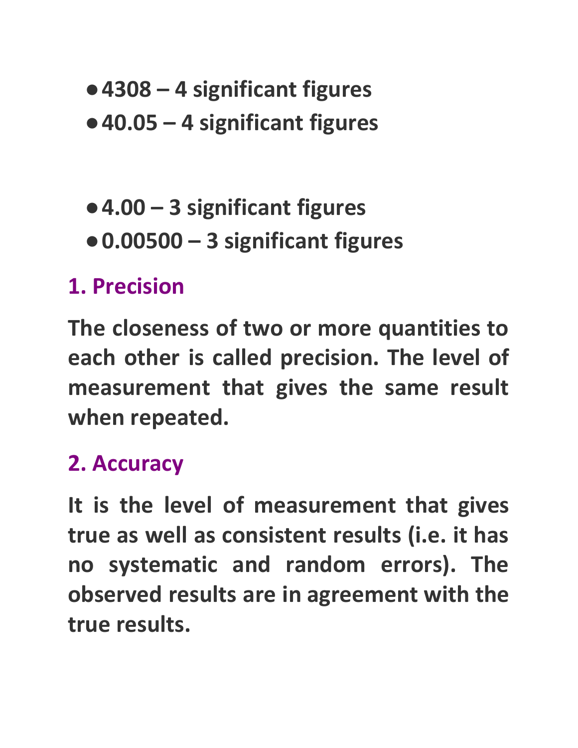- **4308 – 4 significant figures**
- **40.05 – 4 significant figures**

- **4.00 – 3 significant figures**
- **0.00500 – 3 significant figures**

## 1. Precision

**The closeness of two or more quantities to each other is called precision. The level of measurement that gives the same result when repeated.**

## 2. Accuracy

**It is the level of measurement that gives true as well as consistent results (i.e. it has no systematic and random errors). The observed results are in agreement with the true results.**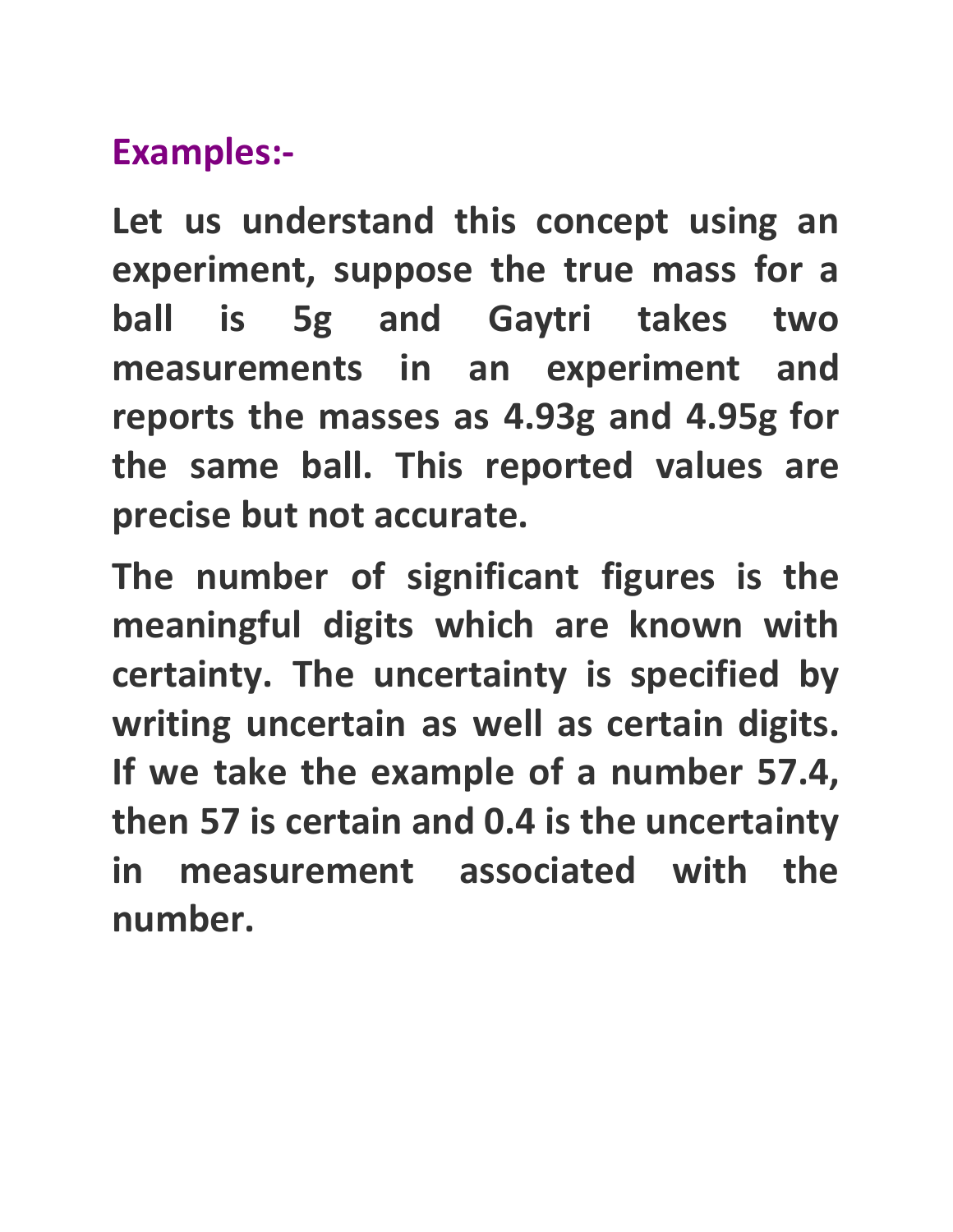## Examples:-

**Let us understand this concept using an experiment, suppose the true mass for a ball is 5g and Gaytri takes two measurements in an experiment and reports the masses as 4.93g and 4.95g for the same ball. This reported values are precise but not accurate.**

**The number of significant figures is the meaningful digits which are known with certainty. The uncertainty is specified by writing uncertain as well as certain digits. If we take the example of a number 57.4, then 57 is certain and 0.4 is the uncertainty in measurement associated with the number.**